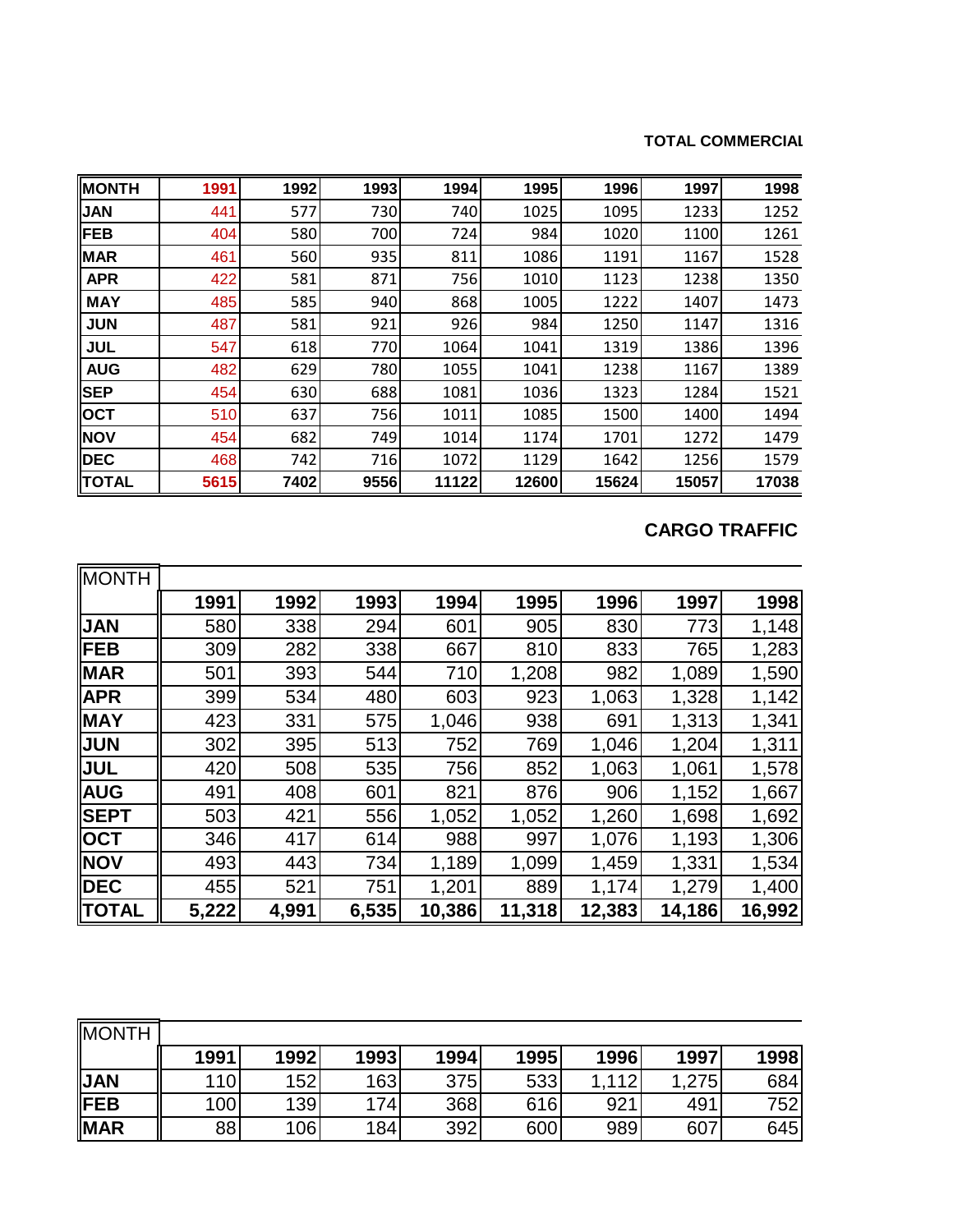## TOTAL COMMERCIAL

| MONTH | 1991 | 1992 | 1993 | 1994 | 1995 | 1996 | 1997 | 1998 |
|---|---|---|---|---|---|---|---|---|
| JAN | 441 | 577 | 730 | 740 | 1025 | 1095 | 1233 | 1252 |
| FEB | 404 | 580 | 700 | 724 | 984 | 1020 | 1100 | 1261 |
| MAR | 461 | 560 | 935 | 811 | 1086 | 1191 | 1167 | 1528 |
| APR | 422 | 581 | 871 | 756 | 1010 | 1123 | 1238 | 1350 |
| MAY | 485 | 585 | 940 | 868 | 1005 | 1222 | 1407 | 1473 |
| JUN | 487 | 581 | 921 | 926 | 984 | 1250 | 1147 | 1316 |
| JUL | 547 | 618 | 770 | 1064 | 1041 | 1319 | 1386 | 1396 |
| AUG | 482 | 629 | 780 | 1055 | 1041 | 1238 | 1167 | 1389 |
| SEP | 454 | 630 | 688 | 1081 | 1036 | 1323 | 1284 | 1521 |
| OCT | 510 | 637 | 756 | 1011 | 1085 | 1500 | 1400 | 1494 |
| NOV | 454 | 682 | 749 | 1014 | 1174 | 1701 | 1272 | 1479 |
| DEC | 468 | 742 | 716 | 1072 | 1129 | 1642 | 1256 | 1579 |
| **TOTAL** | **5615** | **7402** | **9556** | **11122** | **12600** | **15624** | **15057** | **17038** |

## CARGO TRAFFIC

| MONTH | 1991 | 1992 | 1993 | 1994 | 1995 | 1996 | 1997 | 1998 |
|---|---|---|---|---|---|---|---|---|
| JAN | 580 | 338 | 294 | 601 | 905 | 830 | 773 | 1,148 |
| FEB | 309 | 282 | 338 | 667 | 810 | 833 | 765 | 1,283 |
| MAR | 501 | 393 | 544 | 710 | 1,208 | 982 | 1,089 | 1,590 |
| APR | 399 | 534 | 480 | 603 | 923 | 1,063 | 1,328 | 1,142 |
| MAY | 423 | 331 | 575 | 1,046 | 938 | 691 | 1,313 | 1,341 |
| JUN | 302 | 395 | 513 | 752 | 769 | 1,046 | 1,204 | 1,311 |
| JUL | 420 | 508 | 535 | 756 | 852 | 1,063 | 1,061 | 1,578 |
| AUG | 491 | 408 | 601 | 821 | 876 | 906 | 1,152 | 1,667 |
| SEPT | 503 | 421 | 556 | 1,052 | 1,052 | 1,260 | 1,698 | 1,692 |
| OCT | 346 | 417 | 614 | 988 | 997 | 1,076 | 1,193 | 1,306 |
| NOV | 493 | 443 | 734 | 1,189 | 1,099 | 1,459 | 1,331 | 1,534 |
| DEC | 455 | 521 | 751 | 1,201 | 889 | 1,174 | 1,279 | 1,400 |
| **TOTAL** | **5,222** | **4,991** | **6,535** | **10,386** | **11,318** | **12,383** | **14,186** | **16,992** |

| MONTH | 1991 | 1992 | 1993 | 1994 | 1995 | 1996 | 1997 | 1998 |
|---|---|---|---|---|---|---|---|---|
| JAN | 110 | 152 | 163 | 375 | 533 | 1,112 | 1,275 | 684 |
| FEB | 100 | 139 | 174 | 368 | 616 | 921 | 491 | 752 |
| MAR | 88 | 106 | 184 | 392 | 600 | 989 | 607 | 645 |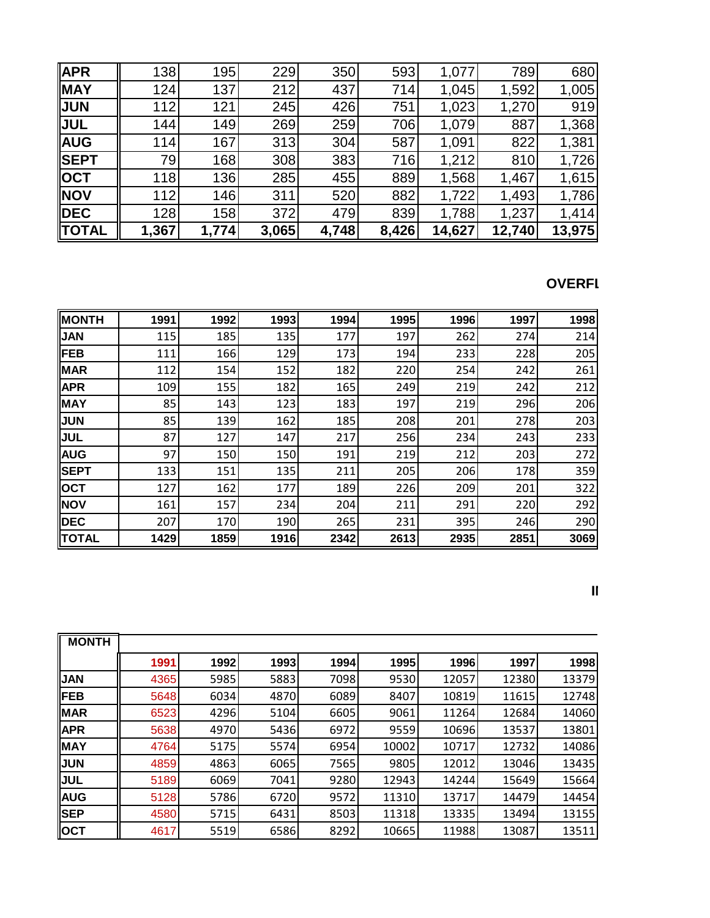| APR | 138 | 195 | 229 | 350 | 593 | 1,077 | 789 | 680 |
|---|---|---|---|---|---|---|---|---|
| MAY | 124 | 137 | 212 | 437 | 714 | 1,045 | 1,592 | 1,005 |
| JUN | 112 | 121 | 245 | 426 | 751 | 1,023 | 1,270 | 919 |
| JUL | 144 | 149 | 269 | 259 | 706 | 1,079 | 887 | 1,368 |
| AUG | 114 | 167 | 313 | 304 | 587 | 1,091 | 822 | 1,381 |
| SEPT | 79 | 168 | 308 | 383 | 716 | 1,212 | 810 | 1,726 |
| OCT | 118 | 136 | 285 | 455 | 889 | 1,568 | 1,467 | 1,615 |
| NOV | 112 | 146 | 311 | 520 | 882 | 1,722 | 1,493 | 1,786 |
| DEC | 128 | 158 | 372 | 479 | 839 | 1,788 | 1,237 | 1,414 |
| **TOTAL** | **1,367** | **1,774** | **3,065** | **4,748** | **8,426** | **14,627** | **12,740** | **13,975** |

**OVERFL**

| MONTH | 1991 | 1992 | 1993 | 1994 | 1995 | 1996 | 1997 | 1998 |
|---|---|---|---|---|---|---|---|---|
| JAN | 115 | 185 | 135 | 177 | 197 | 262 | 274 | 214 |
| FEB | 111 | 166 | 129 | 173 | 194 | 233 | 228 | 205 |
| MAR | 112 | 154 | 152 | 182 | 220 | 254 | 242 | 261 |
| APR | 109 | 155 | 182 | 165 | 249 | 219 | 242 | 212 |
| MAY | 85 | 143 | 123 | 183 | 197 | 219 | 296 | 206 |
| JUN | 85 | 139 | 162 | 185 | 208 | 201 | 278 | 203 |
| JUL | 87 | 127 | 147 | 217 | 256 | 234 | 243 | 233 |
| AUG | 97 | 150 | 150 | 191 | 219 | 212 | 203 | 272 |
| SEPT | 133 | 151 | 135 | 211 | 205 | 206 | 178 | 359 |
| OCT | 127 | 162 | 177 | 189 | 226 | 209 | 201 | 322 |
| NOV | 161 | 157 | 234 | 204 | 211 | 291 | 220 | 292 |
| DEC | 207 | 170 | 190 | 265 | 231 | 395 | 246 | 290 |
| **TOTAL** | **1429** | **1859** | **1916** | **2342** | **2613** | **2935** | **2851** | **3069** |

**II**

| MONTH | 1991 | 1992 | 1993 | 1994 | 1995 | 1996 | 1997 | 1998 |
|---|---|---|---|---|---|---|---|---|
| JAN | 4365 | 5985 | 5883 | 7098 | 9530 | 12057 | 12380 | 13379 |
| FEB | 5648 | 6034 | 4870 | 6089 | 8407 | 10819 | 11615 | 12748 |
| MAR | 6523 | 4296 | 5104 | 6605 | 9061 | 11264 | 12684 | 14060 |
| APR | 5638 | 4970 | 5436 | 6972 | 9559 | 10696 | 13537 | 13801 |
| MAY | 4764 | 5175 | 5574 | 6954 | 10002 | 10717 | 12732 | 14086 |
| JUN | 4859 | 4863 | 6065 | 7565 | 9805 | 12012 | 13046 | 13435 |
| JUL | 5189 | 6069 | 7041 | 9280 | 12943 | 14244 | 15649 | 15664 |
| AUG | 5128 | 5786 | 6720 | 9572 | 11310 | 13717 | 14479 | 14454 |
| SEP | 4580 | 5715 | 6431 | 8503 | 11318 | 13335 | 13494 | 13155 |
| OCT | 4617 | 5519 | 6586 | 8292 | 10665 | 11988 | 13087 | 13511 |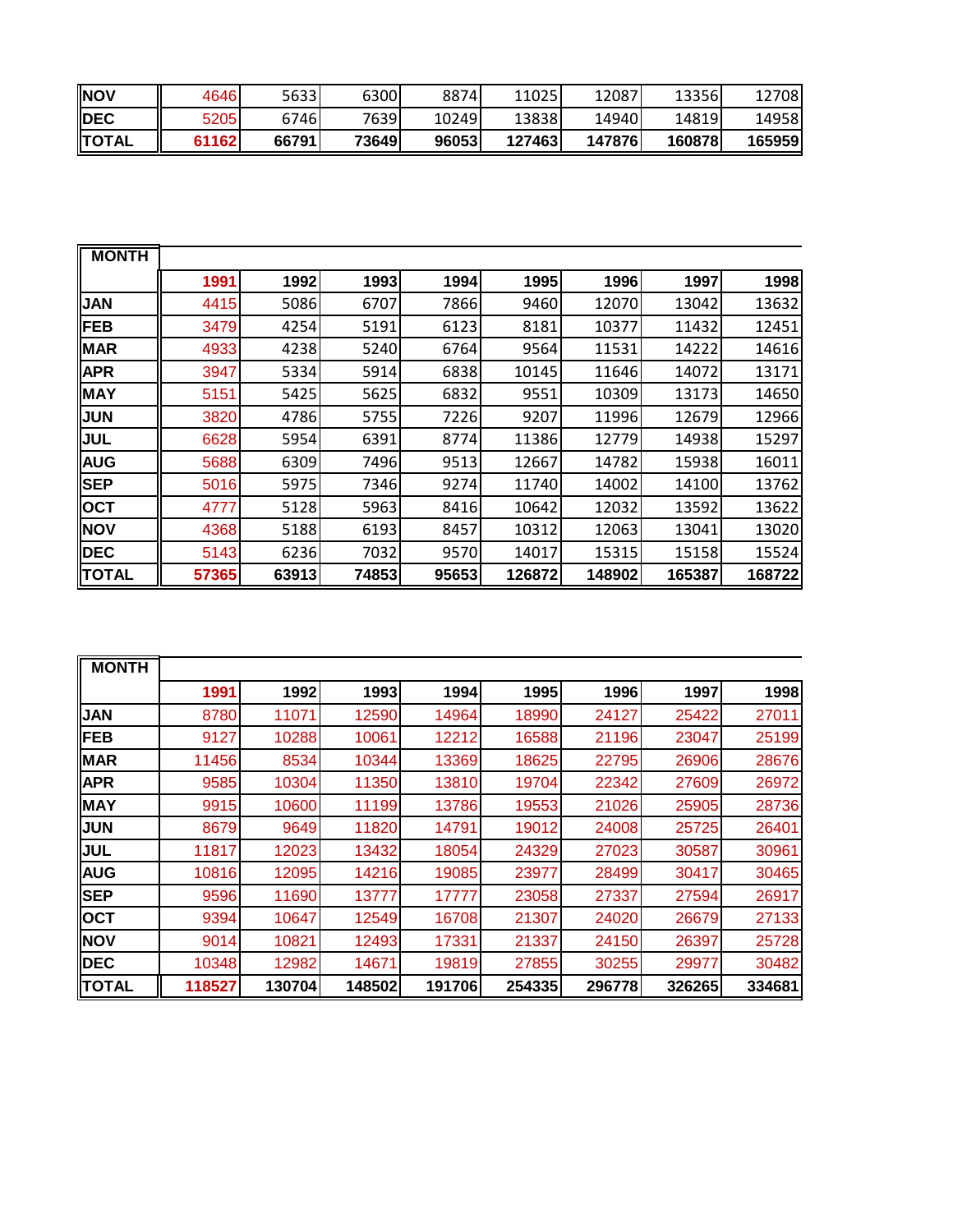| NOV | 4646 | 5633 | 6300 | 8874 | 11025 | 12087 | 13356 | 12708 |
|---|---|---|---|---|---|---|---|---|
| DEC | 5205 | 6746 | 7639 | 10249 | 13838 | 14940 | 14819 | 14958 |
| **TOTAL** | **61162** | **66791** | **73649** | **96053** | **127463** | **147876** | **160878** | **165959** |

| MONTH | | | | | | | | |
|---|---|---|---|---|---|---|---|---|
| | **1991** | **1992** | **1993** | **1994** | **1995** | **1996** | **1997** | **1998** |
| JAN | 4415 | 5086 | 6707 | 7866 | 9460 | 12070 | 13042 | 13632 |
| FEB | 3479 | 4254 | 5191 | 6123 | 8181 | 10377 | 11432 | 12451 |
| MAR | 4933 | 4238 | 5240 | 6764 | 9564 | 11531 | 14222 | 14616 |
| APR | 3947 | 5334 | 5914 | 6838 | 10145 | 11646 | 14072 | 13171 |
| MAY | 5151 | 5425 | 5625 | 6832 | 9551 | 10309 | 13173 | 14650 |
| JUN | 3820 | 4786 | 5755 | 7226 | 9207 | 11996 | 12679 | 12966 |
| JUL | 6628 | 5954 | 6391 | 8774 | 11386 | 12779 | 14938 | 15297 |
| AUG | 5688 | 6309 | 7496 | 9513 | 12667 | 14782 | 15938 | 16011 |
| SEP | 5016 | 5975 | 7346 | 9274 | 11740 | 14002 | 14100 | 13762 |
| OCT | 4777 | 5128 | 5963 | 8416 | 10642 | 12032 | 13592 | 13622 |
| NOV | 4368 | 5188 | 6193 | 8457 | 10312 | 12063 | 13041 | 13020 |
| DEC | 5143 | 6236 | 7032 | 9570 | 14017 | 15315 | 15158 | 15524 |
| **TOTAL** | **57365** | **63913** | **74853** | **95653** | **126872** | **148902** | **165387** | **168722** |

| MONTH | | | | | | | | |
|---|---|---|---|---|---|---|---|---|
| | **1991** | **1992** | **1993** | **1994** | **1995** | **1996** | **1997** | **1998** |
| JAN | 8780 | 11071 | 12590 | 14964 | 18990 | 24127 | 25422 | 27011 |
| FEB | 9127 | 10288 | 10061 | 12212 | 16588 | 21196 | 23047 | 25199 |
| MAR | 11456 | 8534 | 10344 | 13369 | 18625 | 22795 | 26906 | 28676 |
| APR | 9585 | 10304 | 11350 | 13810 | 19704 | 22342 | 27609 | 26972 |
| MAY | 9915 | 10600 | 11199 | 13786 | 19553 | 21026 | 25905 | 28736 |
| JUN | 8679 | 9649 | 11820 | 14791 | 19012 | 24008 | 25725 | 26401 |
| JUL | 11817 | 12023 | 13432 | 18054 | 24329 | 27023 | 30587 | 30961 |
| AUG | 10816 | 12095 | 14216 | 19085 | 23977 | 28499 | 30417 | 30465 |
| SEP | 9596 | 11690 | 13777 | 17777 | 23058 | 27337 | 27594 | 26917 |
| OCT | 9394 | 10647 | 12549 | 16708 | 21307 | 24020 | 26679 | 27133 |
| NOV | 9014 | 10821 | 12493 | 17331 | 21337 | 24150 | 26397 | 25728 |
| DEC | 10348 | 12982 | 14671 | 19819 | 27855 | 30255 | 29977 | 30482 |
| **TOTAL** | **118527** | **130704** | **148502** | **191706** | **254335** | **296778** | **326265** | **334681** |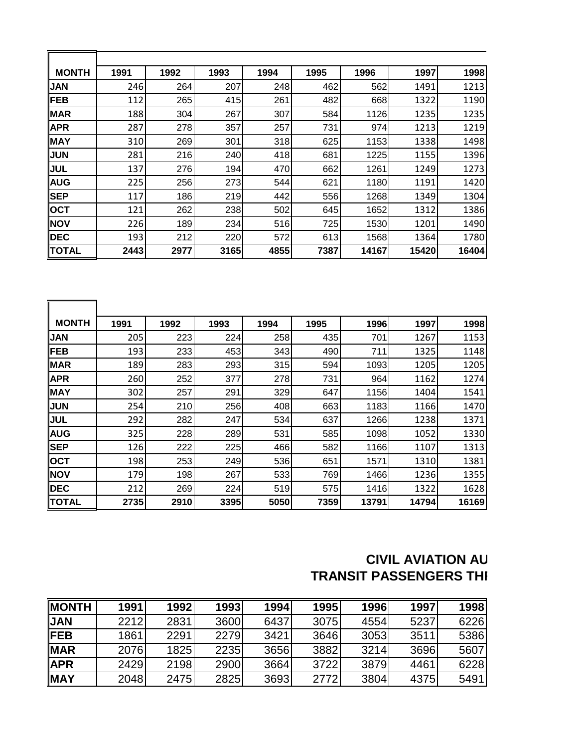| MONTH | 1991 | 1992 | 1993 | 1994 | 1995 | 1996 | 1997 | 1998 |
|---|---|---|---|---|---|---|---|---|
| JAN | 246 | 264 | 207 | 248 | 462 | 562 | 1491 | 1213 |
| FEB | 112 | 265 | 415 | 261 | 482 | 668 | 1322 | 1190 |
| MAR | 188 | 304 | 267 | 307 | 584 | 1126 | 1235 | 1235 |
| APR | 287 | 278 | 357 | 257 | 731 | 974 | 1213 | 1219 |
| MAY | 310 | 269 | 301 | 318 | 625 | 1153 | 1338 | 1498 |
| JUN | 281 | 216 | 240 | 418 | 681 | 1225 | 1155 | 1396 |
| JUL | 137 | 276 | 194 | 470 | 662 | 1261 | 1249 | 1273 |
| AUG | 225 | 256 | 273 | 544 | 621 | 1180 | 1191 | 1420 |
| SEP | 117 | 186 | 219 | 442 | 556 | 1268 | 1349 | 1304 |
| OCT | 121 | 262 | 238 | 502 | 645 | 1652 | 1312 | 1386 |
| NOV | 226 | 189 | 234 | 516 | 725 | 1530 | 1201 | 1490 |
| DEC | 193 | 212 | 220 | 572 | 613 | 1568 | 1364 | 1780 |
| **TOTAL** | **2443** | **2977** | **3165** | **4855** | **7387** | **14167** | **15420** | **16404** |

| MONTH | 1991 | 1992 | 1993 | 1994 | 1995 | 1996 | 1997 | 1998 |
|---|---|---|---|---|---|---|---|---|
| JAN | 205 | 223 | 224 | 258 | 435 | 701 | 1267 | 1153 |
| FEB | 193 | 233 | 453 | 343 | 490 | 711 | 1325 | 1148 |
| MAR | 189 | 283 | 293 | 315 | 594 | 1093 | 1205 | 1205 |
| APR | 260 | 252 | 377 | 278 | 731 | 964 | 1162 | 1274 |
| MAY | 302 | 257 | 291 | 329 | 647 | 1156 | 1404 | 1541 |
| JUN | 254 | 210 | 256 | 408 | 663 | 1183 | 1166 | 1470 |
| JUL | 292 | 282 | 247 | 534 | 637 | 1266 | 1238 | 1371 |
| AUG | 325 | 228 | 289 | 531 | 585 | 1098 | 1052 | 1330 |
| SEP | 126 | 222 | 225 | 466 | 582 | 1166 | 1107 | 1313 |
| OCT | 198 | 253 | 249 | 536 | 651 | 1571 | 1310 | 1381 |
| NOV | 179 | 198 | 267 | 533 | 769 | 1466 | 1236 | 1355 |
| DEC | 212 | 269 | 224 | 519 | 575 | 1416 | 1322 | 1628 |
| **TOTAL** | **2735** | **2910** | **3395** | **5050** | **7359** | **13791** | **14794** | **16169** |

## CIVIL AVIATION AU
## TRANSIT PASSENGERS THI

| MONTH | 1991 | 1992 | 1993 | 1994 | 1995 | 1996 | 1997 | 1998 |
|---|---|---|---|---|---|---|---|---|
| JAN | 2212 | 2831 | 3600 | 6437 | 3075 | 4554 | 5237 | 6226 |
| FEB | 1861 | 2291 | 2279 | 3421 | 3646 | 3053 | 3511 | 5386 |
| MAR | 2076 | 1825 | 2235 | 3656 | 3882 | 3214 | 3696 | 5607 |
| APR | 2429 | 2198 | 2900 | 3664 | 3722 | 3879 | 4461 | 6228 |
| MAY | 2048 | 2475 | 2825 | 3693 | 2772 | 3804 | 4375 | 5491 |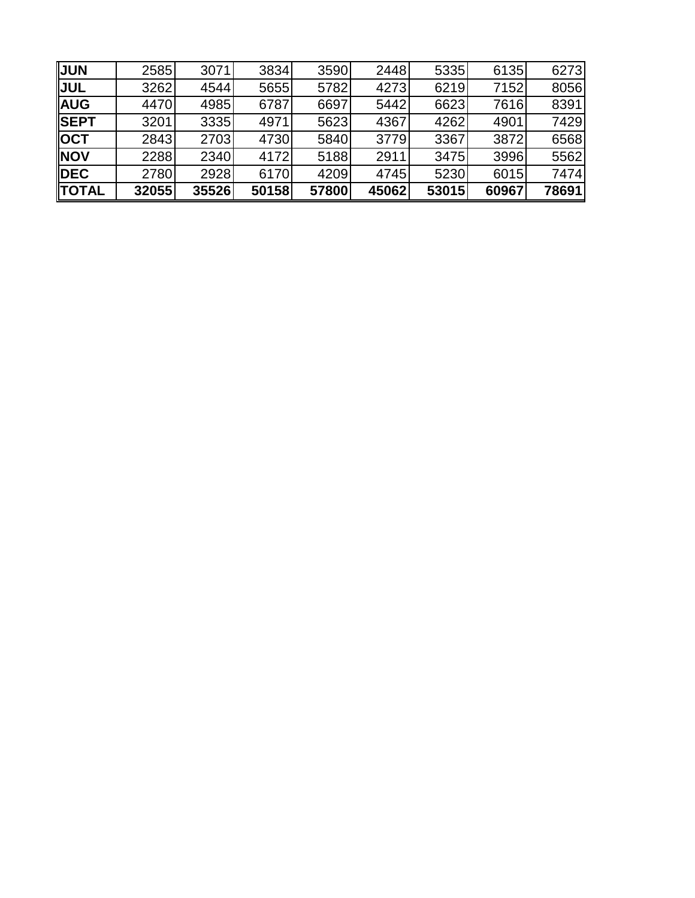| | | | | | | | | |
|---|---|---|---|---|---|---|---|---|
| **JUN** | 2585 | 3071 | 3834 | 3590 | 2448 | 5335 | 6135 | 6273 |
| **JUL** | 3262 | 4544 | 5655 | 5782 | 4273 | 6219 | 7152 | 8056 |
| **AUG** | 4470 | 4985 | 6787 | 6697 | 5442 | 6623 | 7616 | 8391 |
| **SEPT** | 3201 | 3335 | 4971 | 5623 | 4367 | 4262 | 4901 | 7429 |
| **OCT** | 2843 | 2703 | 4730 | 5840 | 3779 | 3367 | 3872 | 6568 |
| **NOV** | 2288 | 2340 | 4172 | 5188 | 2911 | 3475 | 3996 | 5562 |
| **DEC** | 2780 | 2928 | 6170 | 4209 | 4745 | 5230 | 6015 | 7474 |
| **TOTAL** | **32055** | **35526** | **50158** | **57800** | **45062** | **53015** | **60967** | **78691** |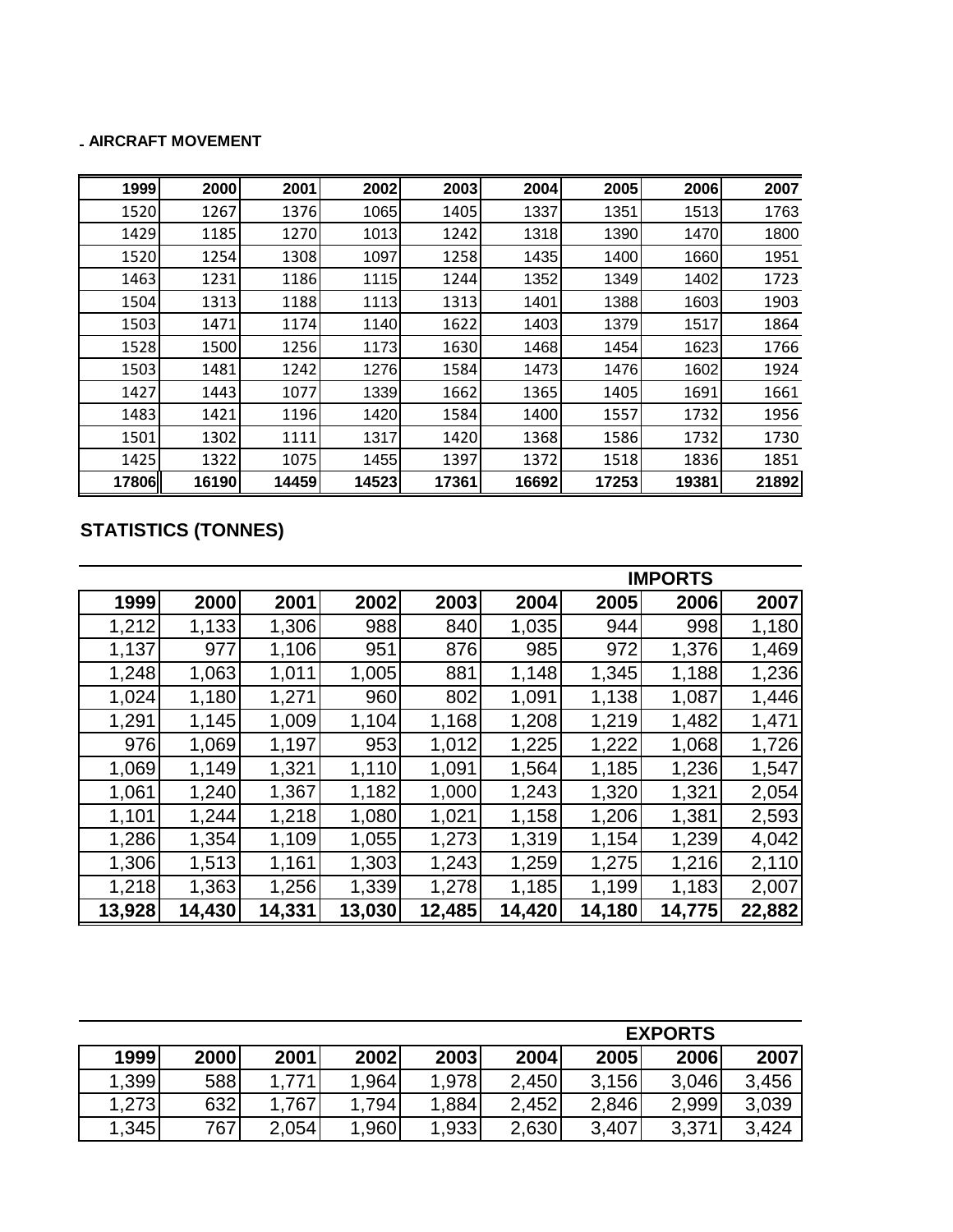**AIRCRAFT MOVEMENT**

| 1999 | 2000 | 2001 | 2002 | 2003 | 2004 | 2005 | 2006 | 2007 |
|---|---|---|---|---|---|---|---|---|
| 1520 | 1267 | 1376 | 1065 | 1405 | 1337 | 1351 | 1513 | 1763 |
| 1429 | 1185 | 1270 | 1013 | 1242 | 1318 | 1390 | 1470 | 1800 |
| 1520 | 1254 | 1308 | 1097 | 1258 | 1435 | 1400 | 1660 | 1951 |
| 1463 | 1231 | 1186 | 1115 | 1244 | 1352 | 1349 | 1402 | 1723 |
| 1504 | 1313 | 1188 | 1113 | 1313 | 1401 | 1388 | 1603 | 1903 |
| 1503 | 1471 | 1174 | 1140 | 1622 | 1403 | 1379 | 1517 | 1864 |
| 1528 | 1500 | 1256 | 1173 | 1630 | 1468 | 1454 | 1623 | 1766 |
| 1503 | 1481 | 1242 | 1276 | 1584 | 1473 | 1476 | 1602 | 1924 |
| 1427 | 1443 | 1077 | 1339 | 1662 | 1365 | 1405 | 1691 | 1661 |
| 1483 | 1421 | 1196 | 1420 | 1584 | 1400 | 1557 | 1732 | 1956 |
| 1501 | 1302 | 1111 | 1317 | 1420 | 1368 | 1586 | 1732 | 1730 |
| 1425 | 1322 | 1075 | 1455 | 1397 | 1372 | 1518 | 1836 | 1851 |
| **17806** | **16190** | **14459** | **14523** | **17361** | **16692** | **17253** | **19381** | **21892** |

## STATISTICS (TONNES)

**IMPORTS**

| 1999 | 2000 | 2001 | 2002 | 2003 | 2004 | 2005 | 2006 | 2007 |
|---|---|---|---|---|---|---|---|---|
| 1,212 | 1,133 | 1,306 | 988 | 840 | 1,035 | 944 | 998 | 1,180 |
| 1,137 | 977 | 1,106 | 951 | 876 | 985 | 972 | 1,376 | 1,469 |
| 1,248 | 1,063 | 1,011 | 1,005 | 881 | 1,148 | 1,345 | 1,188 | 1,236 |
| 1,024 | 1,180 | 1,271 | 960 | 802 | 1,091 | 1,138 | 1,087 | 1,446 |
| 1,291 | 1,145 | 1,009 | 1,104 | 1,168 | 1,208 | 1,219 | 1,482 | 1,471 |
| 976 | 1,069 | 1,197 | 953 | 1,012 | 1,225 | 1,222 | 1,068 | 1,726 |
| 1,069 | 1,149 | 1,321 | 1,110 | 1,091 | 1,564 | 1,185 | 1,236 | 1,547 |
| 1,061 | 1,240 | 1,367 | 1,182 | 1,000 | 1,243 | 1,320 | 1,321 | 2,054 |
| 1,101 | 1,244 | 1,218 | 1,080 | 1,021 | 1,158 | 1,206 | 1,381 | 2,593 |
| 1,286 | 1,354 | 1,109 | 1,055 | 1,273 | 1,319 | 1,154 | 1,239 | 4,042 |
| 1,306 | 1,513 | 1,161 | 1,303 | 1,243 | 1,259 | 1,275 | 1,216 | 2,110 |
| 1,218 | 1,363 | 1,256 | 1,339 | 1,278 | 1,185 | 1,199 | 1,183 | 2,007 |
| **13,928** | **14,430** | **14,331** | **13,030** | **12,485** | **14,420** | **14,180** | **14,775** | **22,882** |

**EXPORTS**

| 1999 | 2000 | 2001 | 2002 | 2003 | 2004 | 2005 | 2006 | 2007 |
|---|---|---|---|---|---|---|---|---|
| 1,399 | 588 | 1,771 | 1,964 | 1,978 | 2,450 | 3,156 | 3,046 | 3,456 |
| 1,273 | 632 | 1,767 | 1,794 | 1,884 | 2,452 | 2,846 | 2,999 | 3,039 |
| 1,345 | 767 | 2,054 | 1,960 | 1,933 | 2,630 | 3,407 | 3,371 | 3,424 |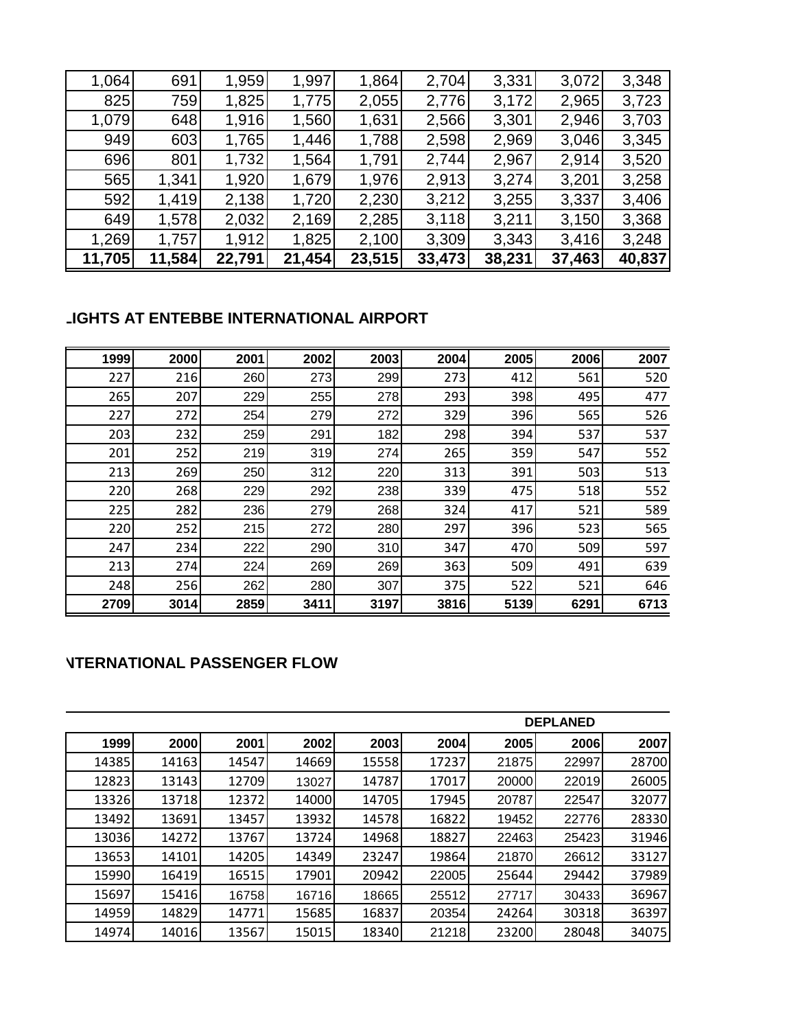| | | | | | | | | |
|---|---|---|---|---|---|---|---|---|
| 1,064 | 691 | 1,959 | 1,997 | 1,864 | 2,704 | 3,331 | 3,072 | 3,348 |
| 825 | 759 | 1,825 | 1,775 | 2,055 | 2,776 | 3,172 | 2,965 | 3,723 |
| 1,079 | 648 | 1,916 | 1,560 | 1,631 | 2,566 | 3,301 | 2,946 | 3,703 |
| 949 | 603 | 1,765 | 1,446 | 1,788 | 2,598 | 2,969 | 3,046 | 3,345 |
| 696 | 801 | 1,732 | 1,564 | 1,791 | 2,744 | 2,967 | 2,914 | 3,520 |
| 565 | 1,341 | 1,920 | 1,679 | 1,976 | 2,913 | 3,274 | 3,201 | 3,258 |
| 592 | 1,419 | 2,138 | 1,720 | 2,230 | 3,212 | 3,255 | 3,337 | 3,406 |
| 649 | 1,578 | 2,032 | 2,169 | 2,285 | 3,118 | 3,211 | 3,150 | 3,368 |
| 1,269 | 1,757 | 1,912 | 1,825 | 2,100 | 3,309 | 3,343 | 3,416 | 3,248 |
| **11,705** | **11,584** | **22,791** | **21,454** | **23,515** | **33,473** | **38,231** | **37,463** | **40,837** |

**LIGHTS AT ENTEBBE INTERNATIONAL AIRPORT**

| 1999 | 2000 | 2001 | 2002 | 2003 | 2004 | 2005 | 2006 | 2007 |
|---|---|---|---|---|---|---|---|---|
| 227 | 216 | 260 | 273 | 299 | 273 | 412 | 561 | 520 |
| 265 | 207 | 229 | 255 | 278 | 293 | 398 | 495 | 477 |
| 227 | 272 | 254 | 279 | 272 | 329 | 396 | 565 | 526 |
| 203 | 232 | 259 | 291 | 182 | 298 | 394 | 537 | 537 |
| 201 | 252 | 219 | 319 | 274 | 265 | 359 | 547 | 552 |
| 213 | 269 | 250 | 312 | 220 | 313 | 391 | 503 | 513 |
| 220 | 268 | 229 | 292 | 238 | 339 | 475 | 518 | 552 |
| 225 | 282 | 236 | 279 | 268 | 324 | 417 | 521 | 589 |
| 220 | 252 | 215 | 272 | 280 | 297 | 396 | 523 | 565 |
| 247 | 234 | 222 | 290 | 310 | 347 | 470 | 509 | 597 |
| 213 | 274 | 224 | 269 | 269 | 363 | 509 | 491 | 639 |
| 248 | 256 | 262 | 280 | 307 | 375 | 522 | 521 | 646 |
| **2709** | **3014** | **2859** | **3411** | **3197** | **3816** | **5139** | **6291** | **6713** |

**NTERNATIONAL PASSENGER FLOW**

| | | | | | | | DEPLANED | |
|---|---|---|---|---|---|---|---|---|
| **1999** | **2000** | **2001** | **2002** | **2003** | **2004** | **2005** | **2006** | **2007** |
| 14385 | 14163 | 14547 | 14669 | 15558 | 17237 | 21875 | 22997 | 28700 |
| 12823 | 13143 | 12709 | 13027 | 14787 | 17017 | 20000 | 22019 | 26005 |
| 13326 | 13718 | 12372 | 14000 | 14705 | 17945 | 20787 | 22547 | 32077 |
| 13492 | 13691 | 13457 | 13932 | 14578 | 16822 | 19452 | 22776 | 28330 |
| 13036 | 14272 | 13767 | 13724 | 14968 | 18827 | 22463 | 25423 | 31946 |
| 13653 | 14101 | 14205 | 14349 | 23247 | 19864 | 21870 | 26612 | 33127 |
| 15990 | 16419 | 16515 | 17901 | 20942 | 22005 | 25644 | 29442 | 37989 |
| 15697 | 15416 | 16758 | 16716 | 18665 | 25512 | 27717 | 30433 | 36967 |
| 14959 | 14829 | 14771 | 15685 | 16837 | 20354 | 24264 | 30318 | 36397 |
| 14974 | 14016 | 13567 | 15015 | 18340 | 21218 | 23200 | 28048 | 34075 |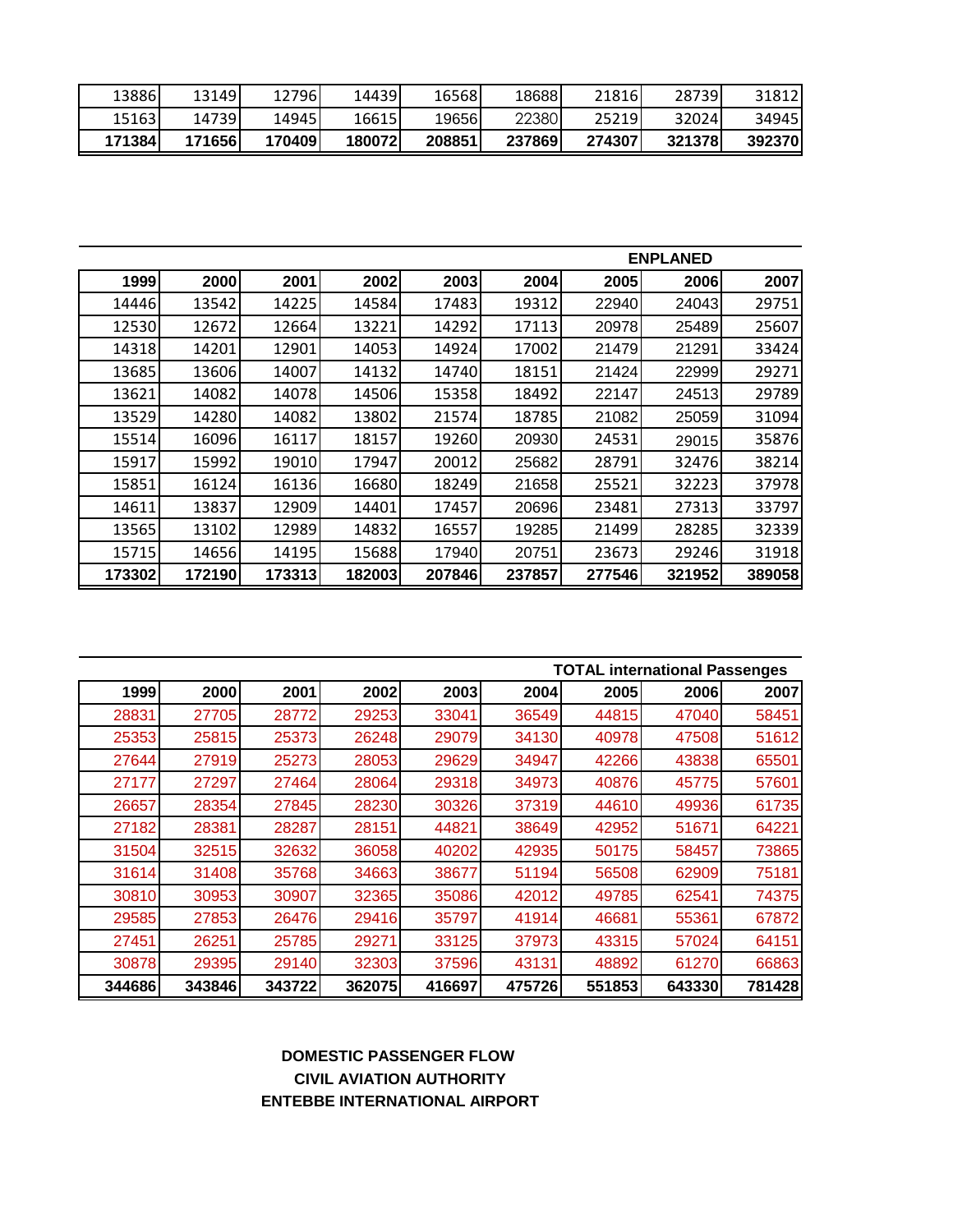| | | | | | | | | |
|---|---|---|---|---|---|---|---|---|
| 13886 | 13149 | 12796 | 14439 | 16568 | 18688 | 21816 | 28739 | 31812 |
| 15163 | 14739 | 14945 | 16615 | 19656 | 22380 | 25219 | 32024 | 34945 |
| **171384** | **171656** | **170409** | **180072** | **208851** | **237869** | **274307** | **321378** | **392370** |

**ENPLANED**

| 1999 | 2000 | 2001 | 2002 | 2003 | 2004 | 2005 | 2006 | 2007 |
|---|---|---|---|---|---|---|---|---|
| 14446 | 13542 | 14225 | 14584 | 17483 | 19312 | 22940 | 24043 | 29751 |
| 12530 | 12672 | 12664 | 13221 | 14292 | 17113 | 20978 | 25489 | 25607 |
| 14318 | 14201 | 12901 | 14053 | 14924 | 17002 | 21479 | 21291 | 33424 |
| 13685 | 13606 | 14007 | 14132 | 14740 | 18151 | 21424 | 22999 | 29271 |
| 13621 | 14082 | 14078 | 14506 | 15358 | 18492 | 22147 | 24513 | 29789 |
| 13529 | 14280 | 14082 | 13802 | 21574 | 18785 | 21082 | 25059 | 31094 |
| 15514 | 16096 | 16117 | 18157 | 19260 | 20930 | 24531 | 29015 | 35876 |
| 15917 | 15992 | 19010 | 17947 | 20012 | 25682 | 28791 | 32476 | 38214 |
| 15851 | 16124 | 16136 | 16680 | 18249 | 21658 | 25521 | 32223 | 37978 |
| 14611 | 13837 | 12909 | 14401 | 17457 | 20696 | 23481 | 27313 | 33797 |
| 13565 | 13102 | 12989 | 14832 | 16557 | 19285 | 21499 | 28285 | 32339 |
| 15715 | 14656 | 14195 | 15688 | 17940 | 20751 | 23673 | 29246 | 31918 |
| **173302** | **172190** | **173313** | **182003** | **207846** | **237857** | **277546** | **321952** | **389058** |

**TOTAL international Passenges**

| 1999 | 2000 | 2001 | 2002 | 2003 | 2004 | 2005 | 2006 | 2007 |
|---|---|---|---|---|---|---|---|---|
| 28831 | 27705 | 28772 | 29253 | 33041 | 36549 | 44815 | 47040 | 58451 |
| 25353 | 25815 | 25373 | 26248 | 29079 | 34130 | 40978 | 47508 | 51612 |
| 27644 | 27919 | 25273 | 28053 | 29629 | 34947 | 42266 | 43838 | 65501 |
| 27177 | 27297 | 27464 | 28064 | 29318 | 34973 | 40876 | 45775 | 57601 |
| 26657 | 28354 | 27845 | 28230 | 30326 | 37319 | 44610 | 49936 | 61735 |
| 27182 | 28381 | 28287 | 28151 | 44821 | 38649 | 42952 | 51671 | 64221 |
| 31504 | 32515 | 32632 | 36058 | 40202 | 42935 | 50175 | 58457 | 73865 |
| 31614 | 31408 | 35768 | 34663 | 38677 | 51194 | 56508 | 62909 | 75181 |
| 30810 | 30953 | 30907 | 32365 | 35086 | 42012 | 49785 | 62541 | 74375 |
| 29585 | 27853 | 26476 | 29416 | 35797 | 41914 | 46681 | 55361 | 67872 |
| 27451 | 26251 | 25785 | 29271 | 33125 | 37973 | 43315 | 57024 | 64151 |
| 30878 | 29395 | 29140 | 32303 | 37596 | 43131 | 48892 | 61270 | 66863 |
| **344686** | **343846** | **343722** | **362075** | **416697** | **475726** | **551853** | **643330** | **781428** |

**DOMESTIC PASSENGER FLOW**
**CIVIL AVIATION AUTHORITY**
**ENTEBBE INTERNATIONAL AIRPORT**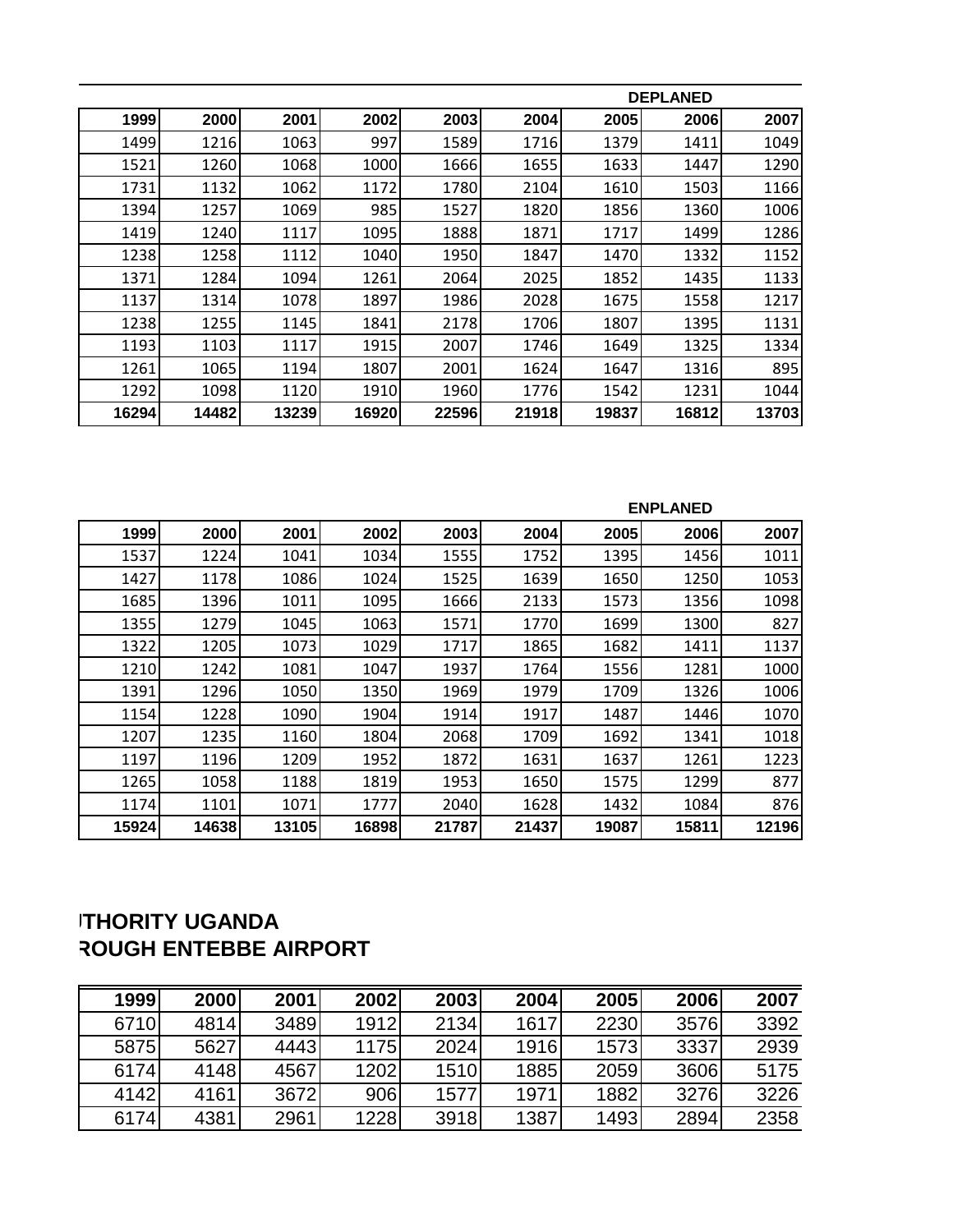| | | | | | | DEPLANED | | |
|---|---|---|---|---|---|---|---|---|
| **1999** | **2000** | **2001** | **2002** | **2003** | **2004** | **2005** | **2006** | **2007** |
| 1499 | 1216 | 1063 | 997 | 1589 | 1716 | 1379 | 1411 | 1049 |
| 1521 | 1260 | 1068 | 1000 | 1666 | 1655 | 1633 | 1447 | 1290 |
| 1731 | 1132 | 1062 | 1172 | 1780 | 2104 | 1610 | 1503 | 1166 |
| 1394 | 1257 | 1069 | 985 | 1527 | 1820 | 1856 | 1360 | 1006 |
| 1419 | 1240 | 1117 | 1095 | 1888 | 1871 | 1717 | 1499 | 1286 |
| 1238 | 1258 | 1112 | 1040 | 1950 | 1847 | 1470 | 1332 | 1152 |
| 1371 | 1284 | 1094 | 1261 | 2064 | 2025 | 1852 | 1435 | 1133 |
| 1137 | 1314 | 1078 | 1897 | 1986 | 2028 | 1675 | 1558 | 1217 |
| 1238 | 1255 | 1145 | 1841 | 2178 | 1706 | 1807 | 1395 | 1131 |
| 1193 | 1103 | 1117 | 1915 | 2007 | 1746 | 1649 | 1325 | 1334 |
| 1261 | 1065 | 1194 | 1807 | 2001 | 1624 | 1647 | 1316 | 895 |
| 1292 | 1098 | 1120 | 1910 | 1960 | 1776 | 1542 | 1231 | 1044 |
| **16294** | **14482** | **13239** | **16920** | **22596** | **21918** | **19837** | **16812** | **13703** |

| | | | | | | ENPLANED | | |
|---|---|---|---|---|---|---|---|---|
| **1999** | **2000** | **2001** | **2002** | **2003** | **2004** | **2005** | **2006** | **2007** |
| 1537 | 1224 | 1041 | 1034 | 1555 | 1752 | 1395 | 1456 | 1011 |
| 1427 | 1178 | 1086 | 1024 | 1525 | 1639 | 1650 | 1250 | 1053 |
| 1685 | 1396 | 1011 | 1095 | 1666 | 2133 | 1573 | 1356 | 1098 |
| 1355 | 1279 | 1045 | 1063 | 1571 | 1770 | 1699 | 1300 | 827 |
| 1322 | 1205 | 1073 | 1029 | 1717 | 1865 | 1682 | 1411 | 1137 |
| 1210 | 1242 | 1081 | 1047 | 1937 | 1764 | 1556 | 1281 | 1000 |
| 1391 | 1296 | 1050 | 1350 | 1969 | 1979 | 1709 | 1326 | 1006 |
| 1154 | 1228 | 1090 | 1904 | 1914 | 1917 | 1487 | 1446 | 1070 |
| 1207 | 1235 | 1160 | 1804 | 2068 | 1709 | 1692 | 1341 | 1018 |
| 1197 | 1196 | 1209 | 1952 | 1872 | 1631 | 1637 | 1261 | 1223 |
| 1265 | 1058 | 1188 | 1819 | 1953 | 1650 | 1575 | 1299 | 877 |
| 1174 | 1101 | 1071 | 1777 | 2040 | 1628 | 1432 | 1084 | 876 |
| **15924** | **14638** | **13105** | **16898** | **21787** | **21437** | **19087** | **15811** | **12196** |

**ITHORITY UGANDA**
**ROUGH ENTEBBE AIRPORT**

| 1999 | 2000 | 2001 | 2002 | 2003 | 2004 | 2005 | 2006 | 2007 |
|---|---|---|---|---|---|---|---|---|
| 6710 | 4814 | 3489 | 1912 | 2134 | 1617 | 2230 | 3576 | 3392 |
| 5875 | 5627 | 4443 | 1175 | 2024 | 1916 | 1573 | 3337 | 2939 |
| 6174 | 4148 | 4567 | 1202 | 1510 | 1885 | 2059 | 3606 | 5175 |
| 4142 | 4161 | 3672 | 906 | 1577 | 1971 | 1882 | 3276 | 3226 |
| 6174 | 4381 | 2961 | 1228 | 3918 | 1387 | 1493 | 2894 | 2358 |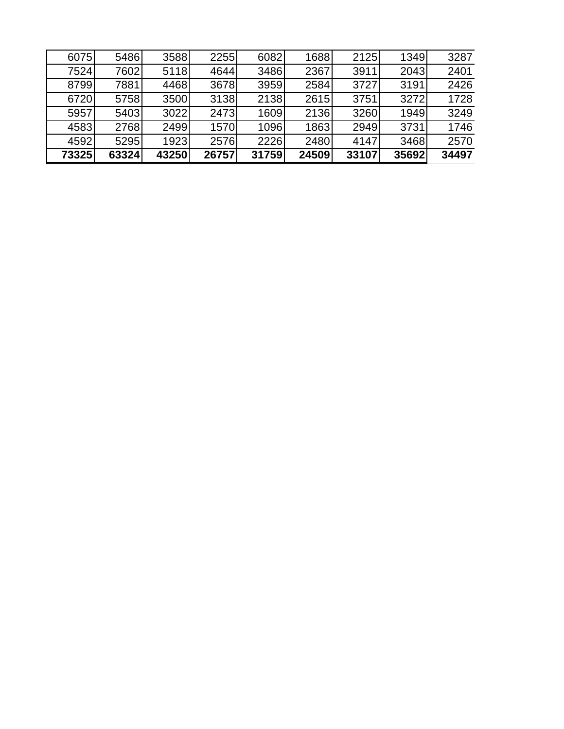| | | | | | | | | |
|---|---|---|---|---|---|---|---|---|
| 6075 | 5486 | 3588 | 2255 | 6082 | 1688 | 2125 | 1349 | 3287 |
| 7524 | 7602 | 5118 | 4644 | 3486 | 2367 | 3911 | 2043 | 2401 |
| 8799 | 7881 | 4468 | 3678 | 3959 | 2584 | 3727 | 3191 | 2426 |
| 6720 | 5758 | 3500 | 3138 | 2138 | 2615 | 3751 | 3272 | 1728 |
| 5957 | 5403 | 3022 | 2473 | 1609 | 2136 | 3260 | 1949 | 3249 |
| 4583 | 2768 | 2499 | 1570 | 1096 | 1863 | 2949 | 3731 | 1746 |
| 4592 | 5295 | 1923 | 2576 | 2226 | 2480 | 4147 | 3468 | 2570 |
| **73325** | **63324** | **43250** | **26757** | **31759** | **24509** | **33107** | **35692** | **34497** |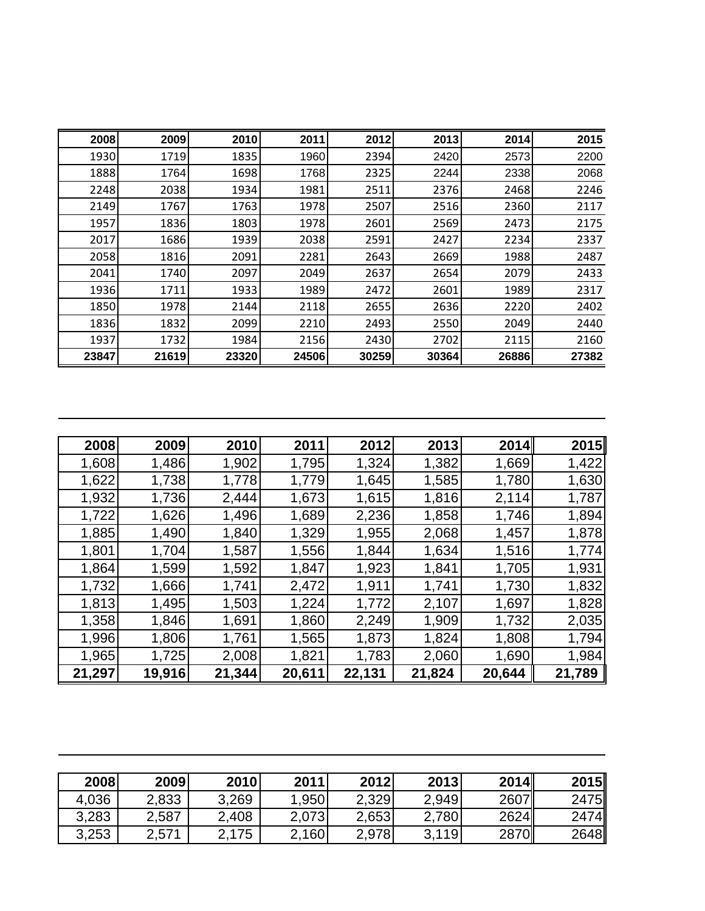| 2008 | 2009 | 2010 | 2011 | 2012 | 2013 | 2014 | 2015 |
|---|---|---|---|---|---|---|---|
| 1930 | 1719 | 1835 | 1960 | 2394 | 2420 | 2573 | 2200 |
| 1888 | 1764 | 1698 | 1768 | 2325 | 2244 | 2338 | 2068 |
| 2248 | 2038 | 1934 | 1981 | 2511 | 2376 | 2468 | 2246 |
| 2149 | 1767 | 1763 | 1978 | 2507 | 2516 | 2360 | 2117 |
| 1957 | 1836 | 1803 | 1978 | 2601 | 2569 | 2473 | 2175 |
| 2017 | 1686 | 1939 | 2038 | 2591 | 2427 | 2234 | 2337 |
| 2058 | 1816 | 2091 | 2281 | 2643 | 2669 | 1988 | 2487 |
| 2041 | 1740 | 2097 | 2049 | 2637 | 2654 | 2079 | 2433 |
| 1936 | 1711 | 1933 | 1989 | 2472 | 2601 | 1989 | 2317 |
| 1850 | 1978 | 2144 | 2118 | 2655 | 2636 | 2220 | 2402 |
| 1836 | 1832 | 2099 | 2210 | 2493 | 2550 | 2049 | 2440 |
| 1937 | 1732 | 1984 | 2156 | 2430 | 2702 | 2115 | 2160 |
| **23847** | **21619** | **23320** | **24506** | **30259** | **30364** | **26886** | **27382** |

| 2008 | 2009 | 2010 | 2011 | 2012 | 2013 | 2014 | 2015 |
|---|---|---|---|---|---|---|---|
| 1,608 | 1,486 | 1,902 | 1,795 | 1,324 | 1,382 | 1,669 | 1,422 |
| 1,622 | 1,738 | 1,778 | 1,779 | 1,645 | 1,585 | 1,780 | 1,630 |
| 1,932 | 1,736 | 2,444 | 1,673 | 1,615 | 1,816 | 2,114 | 1,787 |
| 1,722 | 1,626 | 1,496 | 1,689 | 2,236 | 1,858 | 1,746 | 1,894 |
| 1,885 | 1,490 | 1,840 | 1,329 | 1,955 | 2,068 | 1,457 | 1,878 |
| 1,801 | 1,704 | 1,587 | 1,556 | 1,844 | 1,634 | 1,516 | 1,774 |
| 1,864 | 1,599 | 1,592 | 1,847 | 1,923 | 1,841 | 1,705 | 1,931 |
| 1,732 | 1,666 | 1,741 | 2,472 | 1,911 | 1,741 | 1,730 | 1,832 |
| 1,813 | 1,495 | 1,503 | 1,224 | 1,772 | 2,107 | 1,697 | 1,828 |
| 1,358 | 1,846 | 1,691 | 1,860 | 2,249 | 1,909 | 1,732 | 2,035 |
| 1,996 | 1,806 | 1,761 | 1,565 | 1,873 | 1,824 | 1,808 | 1,794 |
| 1,965 | 1,725 | 2,008 | 1,821 | 1,783 | 2,060 | 1,690 | 1,984 |
| **21,297** | **19,916** | **21,344** | **20,611** | **22,131** | **21,824** | **20,644** | **21,789** |

| 2008 | 2009 | 2010 | 2011 | 2012 | 2013 | 2014 | 2015 |
|---|---|---|---|---|---|---|---|
| 4,036 | 2,833 | 3,269 | 1,950 | 2,329 | 2,949 | 2607 | 2475 |
| 3,283 | 2,587 | 2,408 | 2,073 | 2,653 | 2,780 | 2624 | 2474 |
| 3,253 | 2,571 | 2,175 | 2,160 | 2,978 | 3,119 | 2870 | 2648 |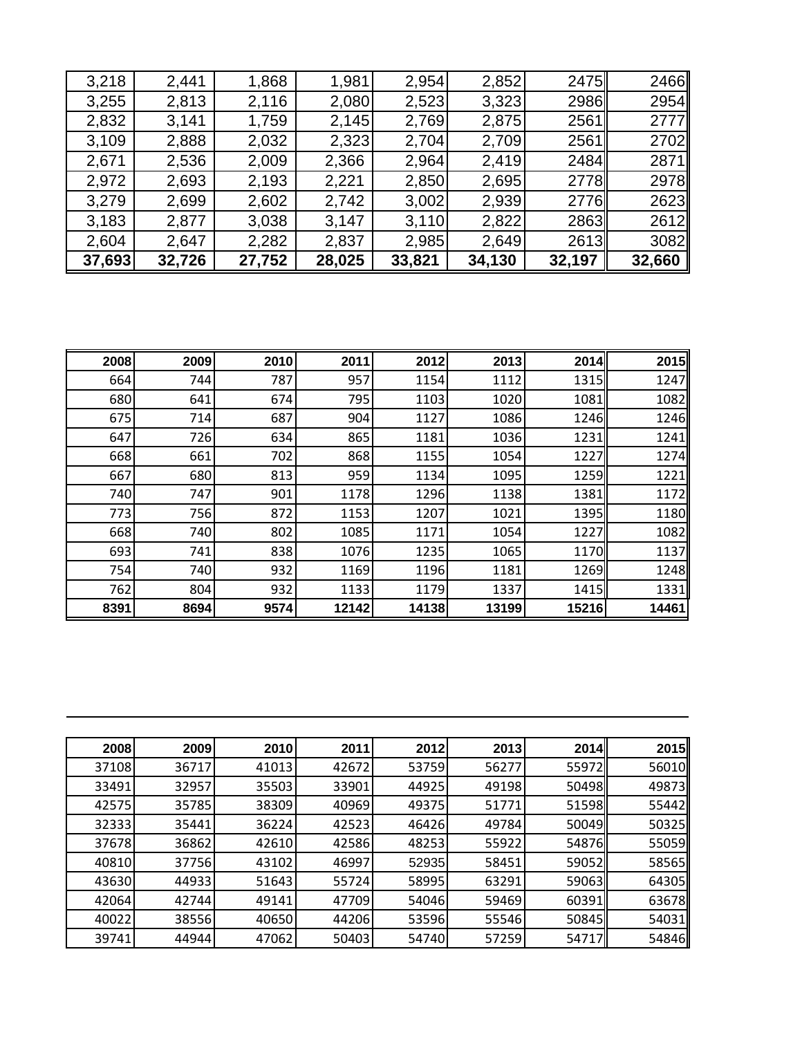| | | | | | | | |
|---|---|---|---|---|---|---|---|
| 3,218 | 2,441 | 1,868 | 1,981 | 2,954 | 2,852 | 2475 | 2466 |
| 3,255 | 2,813 | 2,116 | 2,080 | 2,523 | 3,323 | 2986 | 2954 |
| 2,832 | 3,141 | 1,759 | 2,145 | 2,769 | 2,875 | 2561 | 2777 |
| 3,109 | 2,888 | 2,032 | 2,323 | 2,704 | 2,709 | 2561 | 2702 |
| 2,671 | 2,536 | 2,009 | 2,366 | 2,964 | 2,419 | 2484 | 2871 |
| 2,972 | 2,693 | 2,193 | 2,221 | 2,850 | 2,695 | 2778 | 2978 |
| 3,279 | 2,699 | 2,602 | 2,742 | 3,002 | 2,939 | 2776 | 2623 |
| 3,183 | 2,877 | 3,038 | 3,147 | 3,110 | 2,822 | 2863 | 2612 |
| 2,604 | 2,647 | 2,282 | 2,837 | 2,985 | 2,649 | 2613 | 3082 |
| **37,693** | **32,726** | **27,752** | **28,025** | **33,821** | **34,130** | **32,197** | **32,660** |

| 2008 | 2009 | 2010 | 2011 | 2012 | 2013 | 2014 | 2015 |
|---|---|---|---|---|---|---|---|
| 664 | 744 | 787 | 957 | 1154 | 1112 | 1315 | 1247 |
| 680 | 641 | 674 | 795 | 1103 | 1020 | 1081 | 1082 |
| 675 | 714 | 687 | 904 | 1127 | 1086 | 1246 | 1246 |
| 647 | 726 | 634 | 865 | 1181 | 1036 | 1231 | 1241 |
| 668 | 661 | 702 | 868 | 1155 | 1054 | 1227 | 1274 |
| 667 | 680 | 813 | 959 | 1134 | 1095 | 1259 | 1221 |
| 740 | 747 | 901 | 1178 | 1296 | 1138 | 1381 | 1172 |
| 773 | 756 | 872 | 1153 | 1207 | 1021 | 1395 | 1180 |
| 668 | 740 | 802 | 1085 | 1171 | 1054 | 1227 | 1082 |
| 693 | 741 | 838 | 1076 | 1235 | 1065 | 1170 | 1137 |
| 754 | 740 | 932 | 1169 | 1196 | 1181 | 1269 | 1248 |
| 762 | 804 | 932 | 1133 | 1179 | 1337 | 1415 | 1331 |
| **8391** | **8694** | **9574** | **12142** | **14138** | **13199** | **15216** | **14461** |

| 2008 | 2009 | 2010 | 2011 | 2012 | 2013 | 2014 | 2015 |
|---|---|---|---|---|---|---|---|
| 37108 | 36717 | 41013 | 42672 | 53759 | 56277 | 55972 | 56010 |
| 33491 | 32957 | 35503 | 33901 | 44925 | 49198 | 50498 | 49873 |
| 42575 | 35785 | 38309 | 40969 | 49375 | 51771 | 51598 | 55442 |
| 32333 | 35441 | 36224 | 42523 | 46426 | 49784 | 50049 | 50325 |
| 37678 | 36862 | 42610 | 42586 | 48253 | 55922 | 54876 | 55059 |
| 40810 | 37756 | 43102 | 46997 | 52935 | 58451 | 59052 | 58565 |
| 43630 | 44933 | 51643 | 55724 | 58995 | 63291 | 59063 | 64305 |
| 42064 | 42744 | 49141 | 47709 | 54046 | 59469 | 60391 | 63678 |
| 40022 | 38556 | 40650 | 44206 | 53596 | 55546 | 50845 | 54031 |
| 39741 | 44944 | 47062 | 50403 | 54740 | 57259 | 54717 | 54846 |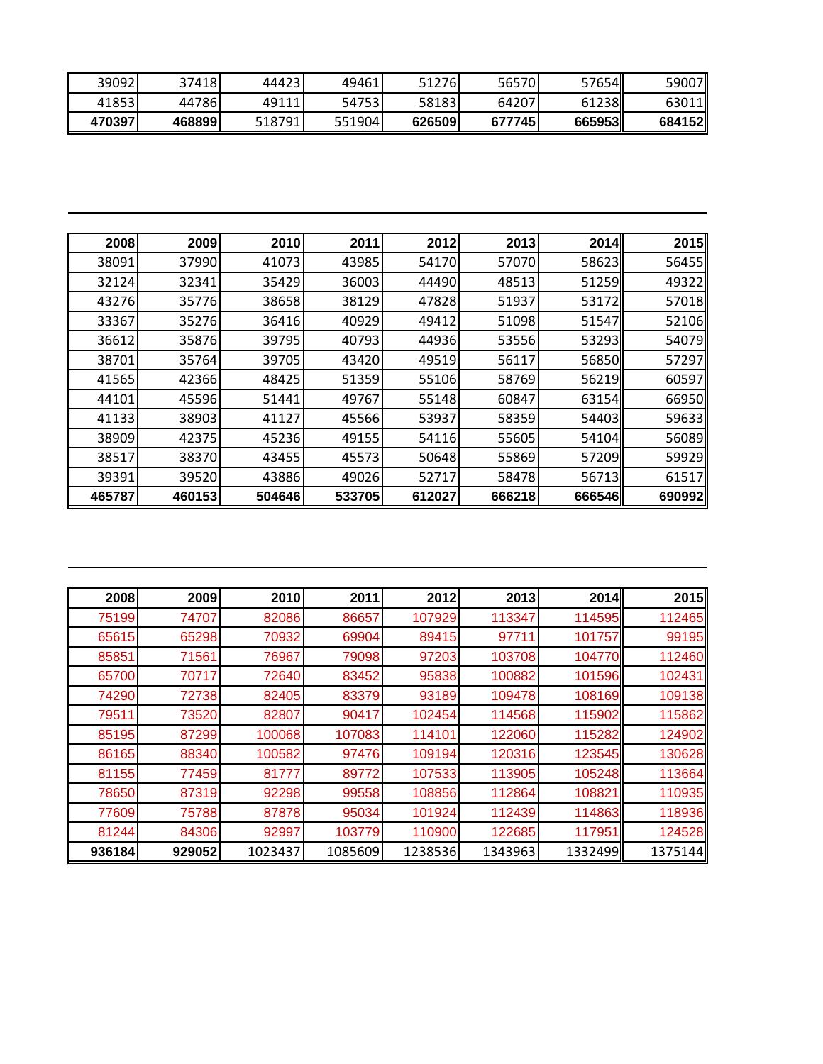| 39092 | 37418 | 44423 | 49461 | 51276 | 56570 | 57654 | 59007 |
|---|---|---|---|---|---|---|---|
| 41853 | 44786 | 49111 | 54753 | 58183 | 64207 | 61238 | 63011 |
| **470397** | **468899** | 518791 | 551904 | **626509** | **677745** | **665953** | **684152** |

---

| 2008 | 2009 | 2010 | 2011 | 2012 | 2013 | 2014 | 2015 |
|---|---|---|---|---|---|---|---|
| 38091 | 37990 | 41073 | 43985 | 54170 | 57070 | 58623 | 56455 |
| 32124 | 32341 | 35429 | 36003 | 44490 | 48513 | 51259 | 49322 |
| 43276 | 35776 | 38658 | 38129 | 47828 | 51937 | 53172 | 57018 |
| 33367 | 35276 | 36416 | 40929 | 49412 | 51098 | 51547 | 52106 |
| 36612 | 35876 | 39795 | 40793 | 44936 | 53556 | 53293 | 54079 |
| 38701 | 35764 | 39705 | 43420 | 49519 | 56117 | 56850 | 57297 |
| 41565 | 42366 | 48425 | 51359 | 55106 | 58769 | 56219 | 60597 |
| 44101 | 45596 | 51441 | 49767 | 55148 | 60847 | 63154 | 66950 |
| 41133 | 38903 | 41127 | 45566 | 53937 | 58359 | 54403 | 59633 |
| 38909 | 42375 | 45236 | 49155 | 54116 | 55605 | 54104 | 56089 |
| 38517 | 38370 | 43455 | 45573 | 50648 | 55869 | 57209 | 59929 |
| 39391 | 39520 | 43886 | 49026 | 52717 | 58478 | 56713 | 61517 |
| **465787** | **460153** | **504646** | **533705** | **612027** | **666218** | **666546** | **690992** |

---

| 2008 | 2009 | 2010 | 2011 | 2012 | 2013 | 2014 | 2015 |
|---|---|---|---|---|---|---|---|
| 75199 | 74707 | 82086 | 86657 | 107929 | 113347 | 114595 | 112465 |
| 65615 | 65298 | 70932 | 69904 | 89415 | 97711 | 101757 | 99195 |
| 85851 | 71561 | 76967 | 79098 | 97203 | 103708 | 104770 | 112460 |
| 65700 | 70717 | 72640 | 83452 | 95838 | 100882 | 101596 | 102431 |
| 74290 | 72738 | 82405 | 83379 | 93189 | 109478 | 108169 | 109138 |
| 79511 | 73520 | 82807 | 90417 | 102454 | 114568 | 115902 | 115862 |
| 85195 | 87299 | 100068 | 107083 | 114101 | 122060 | 115282 | 124902 |
| 86165 | 88340 | 100582 | 97476 | 109194 | 120316 | 123545 | 130628 |
| 81155 | 77459 | 81777 | 89772 | 107533 | 113905 | 105248 | 113664 |
| 78650 | 87319 | 92298 | 99558 | 108856 | 112864 | 108821 | 110935 |
| 77609 | 75788 | 87878 | 95034 | 101924 | 112439 | 114863 | 118936 |
| 81244 | 84306 | 92997 | 103779 | 110900 | 122685 | 117951 | 124528 |
| **936184** | **929052** | 1023437 | 1085609 | 1238536 | 1343963 | 1332499 | 1375144 |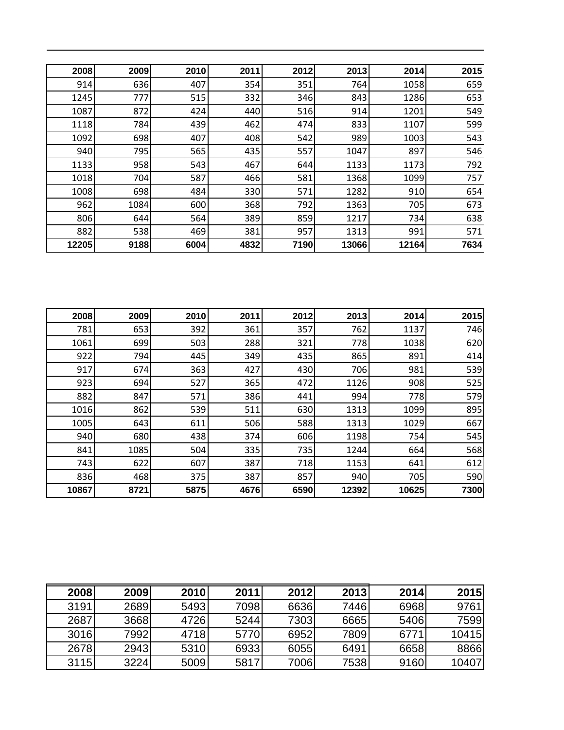| 2008 | 2009 | 2010 | 2011 | 2012 | 2013 | 2014 | 2015 |
|---|---|---|---|---|---|---|---|
| 914 | 636 | 407 | 354 | 351 | 764 | 1058 | 659 |
| 1245 | 777 | 515 | 332 | 346 | 843 | 1286 | 653 |
| 1087 | 872 | 424 | 440 | 516 | 914 | 1201 | 549 |
| 1118 | 784 | 439 | 462 | 474 | 833 | 1107 | 599 |
| 1092 | 698 | 407 | 408 | 542 | 989 | 1003 | 543 |
| 940 | 795 | 565 | 435 | 557 | 1047 | 897 | 546 |
| 1133 | 958 | 543 | 467 | 644 | 1133 | 1173 | 792 |
| 1018 | 704 | 587 | 466 | 581 | 1368 | 1099 | 757 |
| 1008 | 698 | 484 | 330 | 571 | 1282 | 910 | 654 |
| 962 | 1084 | 600 | 368 | 792 | 1363 | 705 | 673 |
| 806 | 644 | 564 | 389 | 859 | 1217 | 734 | 638 |
| 882 | 538 | 469 | 381 | 957 | 1313 | 991 | 571 |
| **12205** | **9188** | **6004** | **4832** | **7190** | **13066** | **12164** | **7634** |

| 2008 | 2009 | 2010 | 2011 | 2012 | 2013 | 2014 | 2015 |
|---|---|---|---|---|---|---|---|
| 781 | 653 | 392 | 361 | 357 | 762 | 1137 | 746 |
| 1061 | 699 | 503 | 288 | 321 | 778 | 1038 | 620 |
| 922 | 794 | 445 | 349 | 435 | 865 | 891 | 414 |
| 917 | 674 | 363 | 427 | 430 | 706 | 981 | 539 |
| 923 | 694 | 527 | 365 | 472 | 1126 | 908 | 525 |
| 882 | 847 | 571 | 386 | 441 | 994 | 778 | 579 |
| 1016 | 862 | 539 | 511 | 630 | 1313 | 1099 | 895 |
| 1005 | 643 | 611 | 506 | 588 | 1313 | 1029 | 667 |
| 940 | 680 | 438 | 374 | 606 | 1198 | 754 | 545 |
| 841 | 1085 | 504 | 335 | 735 | 1244 | 664 | 568 |
| 743 | 622 | 607 | 387 | 718 | 1153 | 641 | 612 |
| 836 | 468 | 375 | 387 | 857 | 940 | 705 | 590 |
| **10867** | **8721** | **5875** | **4676** | **6590** | **12392** | **10625** | **7300** |

| 2008 | 2009 | 2010 | 2011 | 2012 | 2013 | 2014 | 2015 |
|---|---|---|---|---|---|---|---|
| 3191 | 2689 | 5493 | 7098 | 6636 | 7446 | 6968 | 9761 |
| 2687 | 3668 | 4726 | 5244 | 7303 | 6665 | 5406 | 7599 |
| 3016 | 7992 | 4718 | 5770 | 6952 | 7809 | 6771 | 10415 |
| 2678 | 2943 | 5310 | 6933 | 6055 | 6491 | 6658 | 8866 |
| 3115 | 3224 | 5009 | 5817 | 7006 | 7538 | 9160 | 10407 |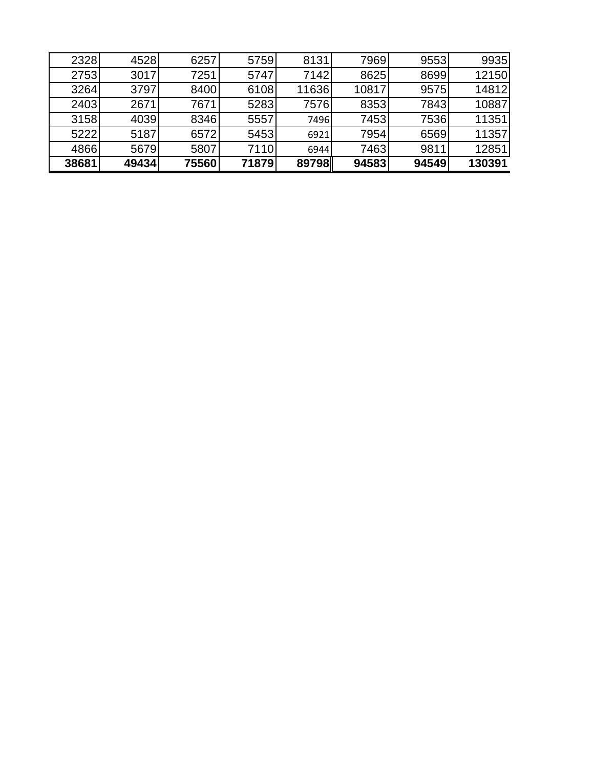| | | | | | | | |
|---|---|---|---|---|---|---|---|
| 2328 | 4528 | 6257 | 5759 | 8131 | 7969 | 9553 | 9935 |
| 2753 | 3017 | 7251 | 5747 | 7142 | 8625 | 8699 | 12150 |
| 3264 | 3797 | 8400 | 6108 | 11636 | 10817 | 9575 | 14812 |
| 2403 | 2671 | 7671 | 5283 | 7576 | 8353 | 7843 | 10887 |
| 3158 | 4039 | 8346 | 5557 | 7496 | 7453 | 7536 | 11351 |
| 5222 | 5187 | 6572 | 5453 | 6921 | 7954 | 6569 | 11357 |
| 4866 | 5679 | 5807 | 7110 | 6944 | 7463 | 9811 | 12851 |
| **38681** | **49434** | **75560** | **71879** | **89798** | **94583** | **94549** | **130391** |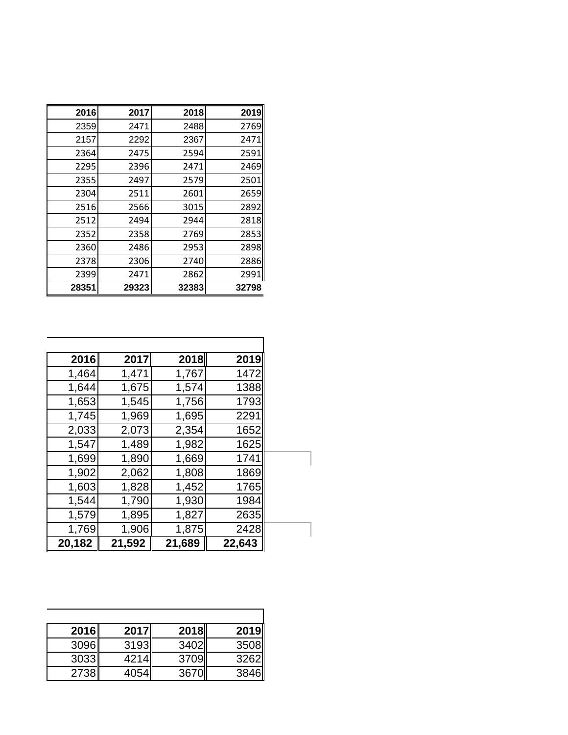| 2016 | 2017 | 2018 | 2019 |
|---|---|---|---|
| 2359 | 2471 | 2488 | 2769 |
| 2157 | 2292 | 2367 | 2471 |
| 2364 | 2475 | 2594 | 2591 |
| 2295 | 2396 | 2471 | 2469 |
| 2355 | 2497 | 2579 | 2501 |
| 2304 | 2511 | 2601 | 2659 |
| 2516 | 2566 | 3015 | 2892 |
| 2512 | 2494 | 2944 | 2818 |
| 2352 | 2358 | 2769 | 2853 |
| 2360 | 2486 | 2953 | 2898 |
| 2378 | 2306 | 2740 | 2886 |
| 2399 | 2471 | 2862 | 2991 |
| **28351** | **29323** | **32383** | **32798** |

| 2016 | 2017 | 2018 | 2019 |
|---|---|---|---|
| 1,464 | 1,471 | 1,767 | 1472 |
| 1,644 | 1,675 | 1,574 | 1388 |
| 1,653 | 1,545 | 1,756 | 1793 |
| 1,745 | 1,969 | 1,695 | 2291 |
| 2,033 | 2,073 | 2,354 | 1652 |
| 1,547 | 1,489 | 1,982 | 1625 |
| 1,699 | 1,890 | 1,669 | 1741 |
| 1,902 | 2,062 | 1,808 | 1869 |
| 1,603 | 1,828 | 1,452 | 1765 |
| 1,544 | 1,790 | 1,930 | 1984 |
| 1,579 | 1,895 | 1,827 | 2635 |
| 1,769 | 1,906 | 1,875 | 2428 |
| **20,182** | **21,592** | **21,689** | **22,643** |

| 2016 | 2017 | 2018 | 2019 |
|---|---|---|---|
| 3096 | 3193 | 3402 | 3508 |
| 3033 | 4214 | 3709 | 3262 |
| 2738 | 4054 | 3670 | 3846 |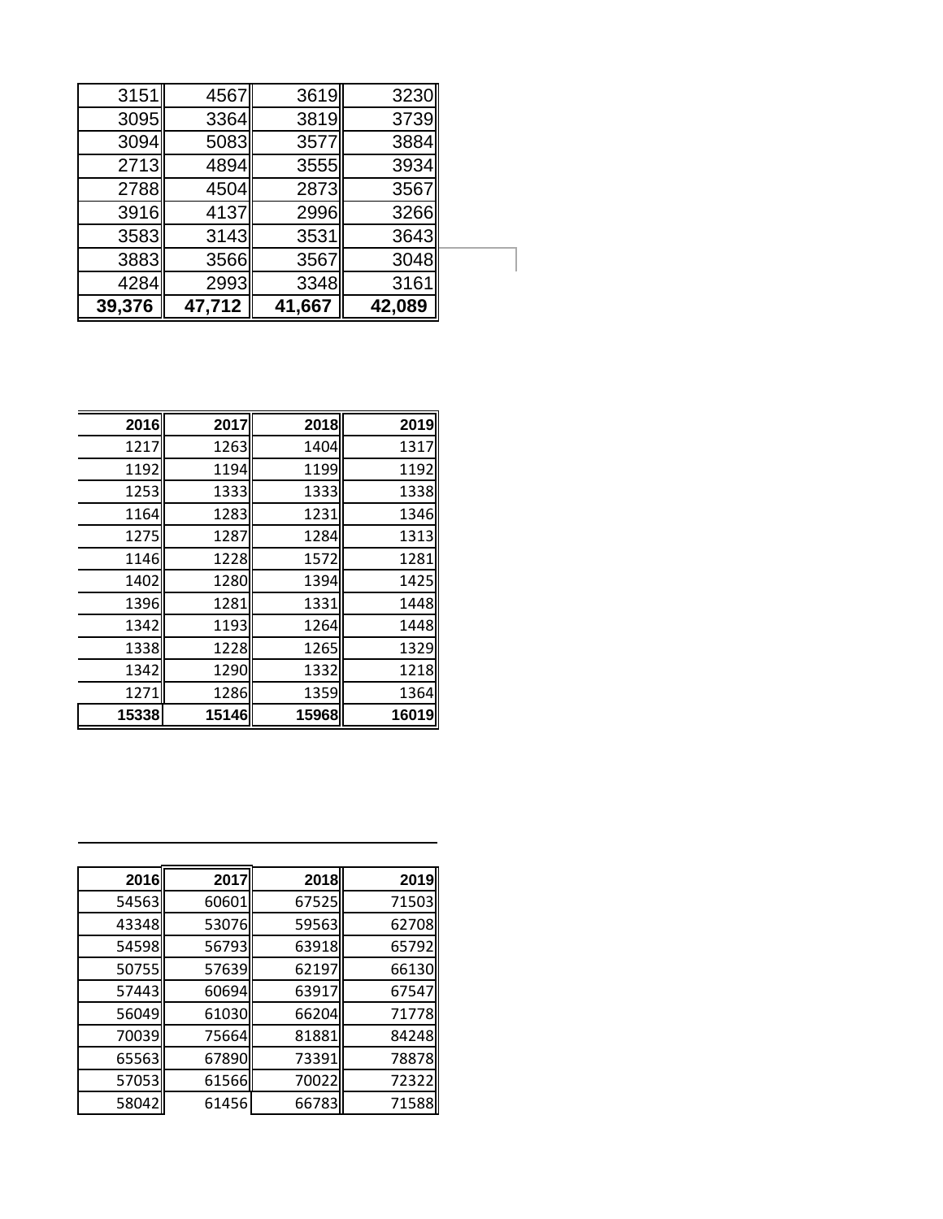| | | | |
|---|---|---|---|
| 3151 | 4567 | 3619 | 3230 |
| 3095 | 3364 | 3819 | 3739 |
| 3094 | 5083 | 3577 | 3884 |
| 2713 | 4894 | 3555 | 3934 |
| 2788 | 4504 | 2873 | 3567 |
| 3916 | 4137 | 2996 | 3266 |
| 3583 | 3143 | 3531 | 3643 |
| 3883 | 3566 | 3567 | 3048 |
| 4284 | 2993 | 3348 | 3161 |
| **39,376** | **47,712** | **41,667** | **42,089** |

| 2016 | 2017 | 2018 | 2019 |
|---|---|---|---|
| 1217 | 1263 | 1404 | 1317 |
| 1192 | 1194 | 1199 | 1192 |
| 1253 | 1333 | 1333 | 1338 |
| 1164 | 1283 | 1231 | 1346 |
| 1275 | 1287 | 1284 | 1313 |
| 1146 | 1228 | 1572 | 1281 |
| 1402 | 1280 | 1394 | 1425 |
| 1396 | 1281 | 1331 | 1448 |
| 1342 | 1193 | 1264 | 1448 |
| 1338 | 1228 | 1265 | 1329 |
| 1342 | 1290 | 1332 | 1218 |
| 1271 | 1286 | 1359 | 1364 |
| **15338** | **15146** | **15968** | **16019** |

| 2016 | 2017 | 2018 | 2019 |
|---|---|---|---|
| 54563 | 60601 | 67525 | 71503 |
| 43348 | 53076 | 59563 | 62708 |
| 54598 | 56793 | 63918 | 65792 |
| 50755 | 57639 | 62197 | 66130 |
| 57443 | 60694 | 63917 | 67547 |
| 56049 | 61030 | 66204 | 71778 |
| 70039 | 75664 | 81881 | 84248 |
| 65563 | 67890 | 73391 | 78878 |
| 57053 | 61566 | 70022 | 72322 |
| 58042 | 61456 | 66783 | 71588 |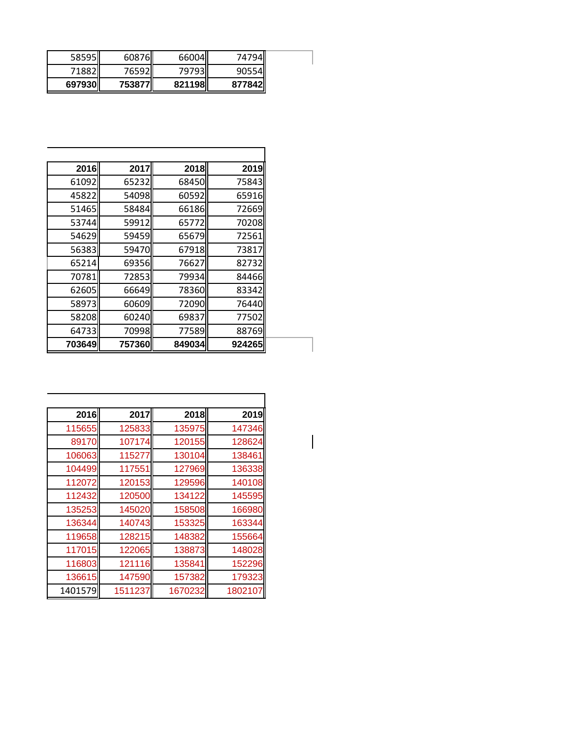| | | | |
|---|---|---|---|
| 58595 | 60876 | 66004 | 74794 |
| 71882 | 76592 | 79793 | 90554 |
| **697930** | **753877** | **821198** | **877842** |

| **2016** | **2017** | **2018** | **2019** |
|---|---|---|---|
| 61092 | 65232 | 68450 | 75843 |
| 45822 | 54098 | 60592 | 65916 |
| 51465 | 58484 | 66186 | 72669 |
| 53744 | 59912 | 65772 | 70208 |
| 54629 | 59459 | 65679 | 72561 |
| 56383 | 59470 | 67918 | 73817 |
| 65214 | 69356 | 76627 | 82732 |
| 70781 | 72853 | 79934 | 84466 |
| 62605 | 66649 | 78360 | 83342 |
| 58973 | 60609 | 72090 | 76440 |
| 58208 | 60240 | 69837 | 77502 |
| 64733 | 70998 | 77589 | 88769 |
| **703649** | **757360** | **849034** | **924265** |

| **2016** | **2017** | **2018** | **2019** |
|---|---|---|---|
| 115655 | 125833 | 135975 | 147346 |
| 89170 | 107174 | 120155 | 128624 |
| 106063 | 115277 | 130104 | 138461 |
| 104499 | 117551 | 127969 | 136338 |
| 112072 | 120153 | 129596 | 140108 |
| 112432 | 120500 | 134122 | 145595 |
| 135253 | 145020 | 158508 | 166980 |
| 136344 | 140743 | 153325 | 163344 |
| 119658 | 128215 | 148382 | 155664 |
| 117015 | 122065 | 138873 | 148028 |
| 116803 | 121116 | 135841 | 152296 |
| 136615 | 147590 | 157382 | 179323 |
| 1401579 | 1511237 | 1670232 | 1802107 |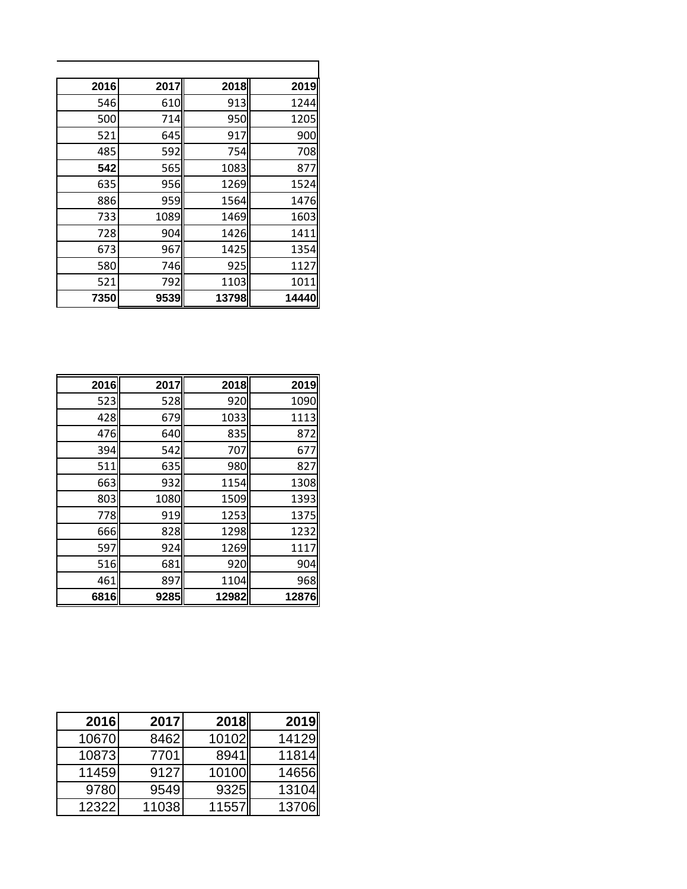| 2016 | 2017 | 2018 | 2019 |
|---|---|---|---|
| 546 | 610 | 913 | 1244 |
| 500 | 714 | 950 | 1205 |
| 521 | 645 | 917 | 900 |
| 485 | 592 | 754 | 708 |
| **542** | 565 | 1083 | 877 |
| 635 | 956 | 1269 | 1524 |
| 886 | 959 | 1564 | 1476 |
| 733 | 1089 | 1469 | 1603 |
| 728 | 904 | 1426 | 1411 |
| 673 | 967 | 1425 | 1354 |
| 580 | 746 | 925 | 1127 |
| 521 | 792 | 1103 | 1011 |
| **7350** | **9539** | **13798** | **14440** |

| 2016 | 2017 | 2018 | 2019 |
|---|---|---|---|
| 523 | 528 | 920 | 1090 |
| 428 | 679 | 1033 | 1113 |
| 476 | 640 | 835 | 872 |
| 394 | 542 | 707 | 677 |
| 511 | 635 | 980 | 827 |
| 663 | 932 | 1154 | 1308 |
| 803 | 1080 | 1509 | 1393 |
| 778 | 919 | 1253 | 1375 |
| 666 | 828 | 1298 | 1232 |
| 597 | 924 | 1269 | 1117 |
| 516 | 681 | 920 | 904 |
| 461 | 897 | 1104 | 968 |
| **6816** | **9285** | **12982** | **12876** |

| 2016 | 2017 | 2018 | 2019 |
|---|---|---|---|
| 10670 | 8462 | 10102 | 14129 |
| 10873 | 7701 | 8941 | 11814 |
| 11459 | 9127 | 10100 | 14656 |
| 9780 | 9549 | 9325 | 13104 |
| 12322 | 11038 | 11557 | 13706 |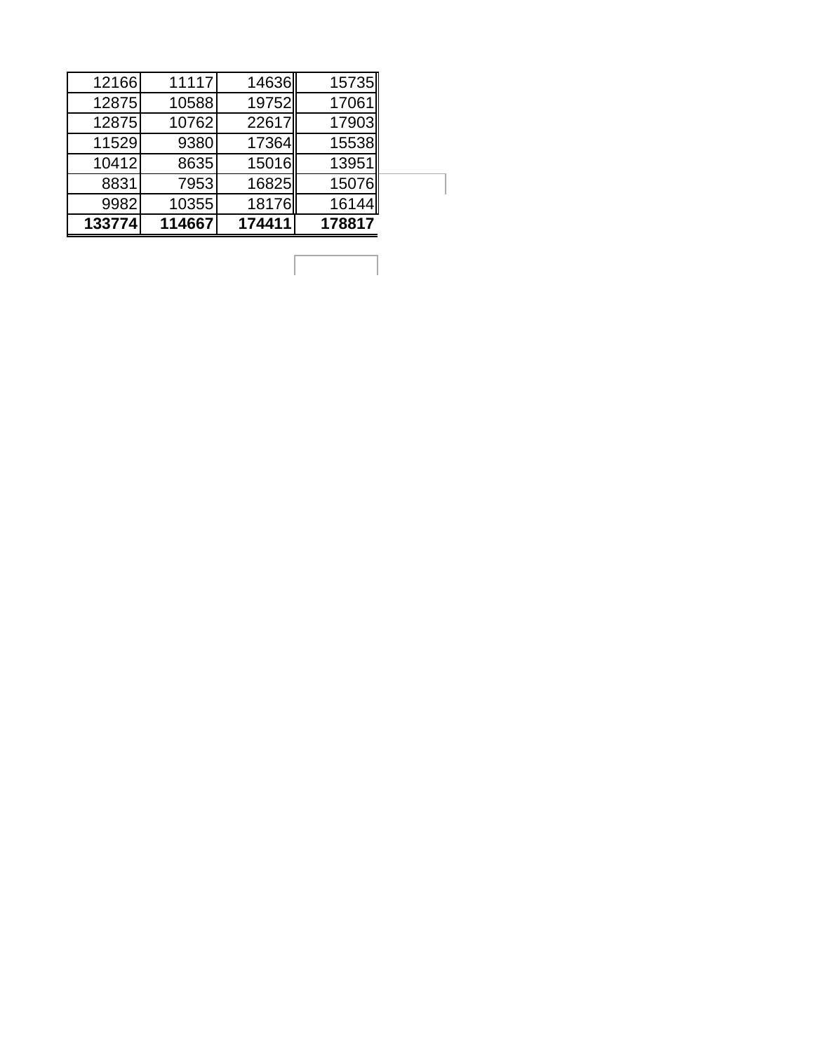| | | | |
|---|---|---|---|
| 12166 | 11117 | 14636 | 15735 |
| 12875 | 10588 | 19752 | 17061 |
| 12875 | 10762 | 22617 | 17903 |
| 11529 | 9380 | 17364 | 15538 |
| 10412 | 8635 | 15016 | 13951 |
| 8831 | 7953 | 16825 | 15076 |
| 9982 | 10355 | 18176 | 16144 |
| **133774** | **114667** | **174411** | **178817** |